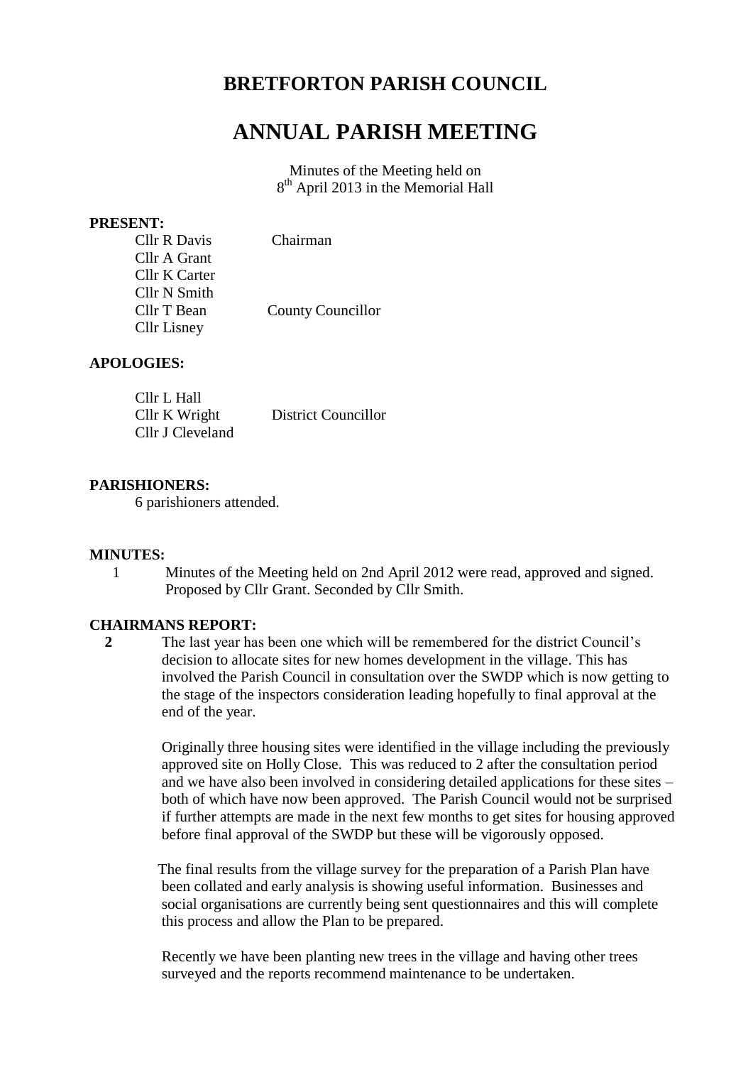# BRETFORTON PARISH COUNCIL

# ANNUAL PARISH MEETING

Minutes of the Meeting held on
8th April 2013 in the Memorial Hall

**PRESENT:**

| | |
|---|---|
| Cllr R Davis | Chairman |
| Cllr A Grant | |
| Cllr K Carter | |
| Cllr N Smith | |
| Cllr T Bean | County Councillor |
| Cllr Lisney | |

**APOLOGIES:**

| | |
|---|---|
| Cllr L Hall | |
| Cllr K Wright | District Councillor |
| Cllr J Cleveland | |

**PARISHIONERS:**

6 parishioners attended.

**MINUTES:**

1 Minutes of the Meeting held on 2nd April 2012 were read, approved and signed. Proposed by Cllr Grant. Seconded by Cllr Smith.

**CHAIRMANS REPORT:**

**2** The last year has been one which will be remembered for the district Council's decision to allocate sites for new homes development in the village. This has involved the Parish Council in consultation over the SWDP which is now getting to the stage of the inspectors consideration leading hopefully to final approval at the end of the year.

Originally three housing sites were identified in the village including the previously approved site on Holly Close. This was reduced to 2 after the consultation period and we have also been involved in considering detailed applications for these sites – both of which have now been approved. The Parish Council would not be surprised if further attempts are made in the next few months to get sites for housing approved before final approval of the SWDP but these will be vigorously opposed.

The final results from the village survey for the preparation of a Parish Plan have been collated and early analysis is showing useful information. Businesses and social organisations are currently being sent questionnaires and this will complete this process and allow the Plan to be prepared.

Recently we have been planting new trees in the village and having other trees surveyed and the reports recommend maintenance to be undertaken.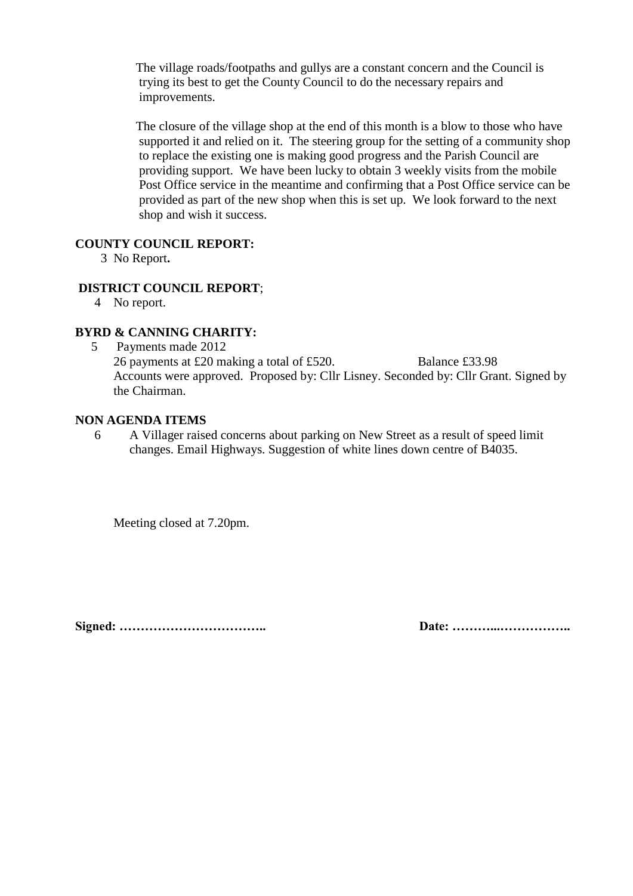The village roads/footpaths and gullys are a constant concern and the Council is trying its best to get the County Council to do the necessary repairs and improvements.

The closure of the village shop at the end of this month is a blow to those who have supported it and relied on it. The steering group for the setting of a community shop to replace the existing one is making good progress and the Parish Council are providing support. We have been lucky to obtain 3 weekly visits from the mobile Post Office service in the meantime and confirming that a Post Office service can be provided as part of the new shop when this is set up. We look forward to the next shop and wish it success.

**COUNTY COUNCIL REPORT:**

3 No Report**.**

**DISTRICT COUNCIL REPORT**;

4 No report.

**BYRD & CANNING CHARITY:**

5 Payments made 2012

26 payments at £20 making a total of £520. Balance £33.98

Accounts were approved. Proposed by: Cllr Lisney. Seconded by: Cllr Grant. Signed by the Chairman.

**NON AGENDA ITEMS**

6 A Villager raised concerns about parking on New Street as a result of speed limit changes. Email Highways. Suggestion of white lines down centre of B4035.

Meeting closed at 7.20pm.

**Signed: ……………………………..** **Date: ………...……………..**